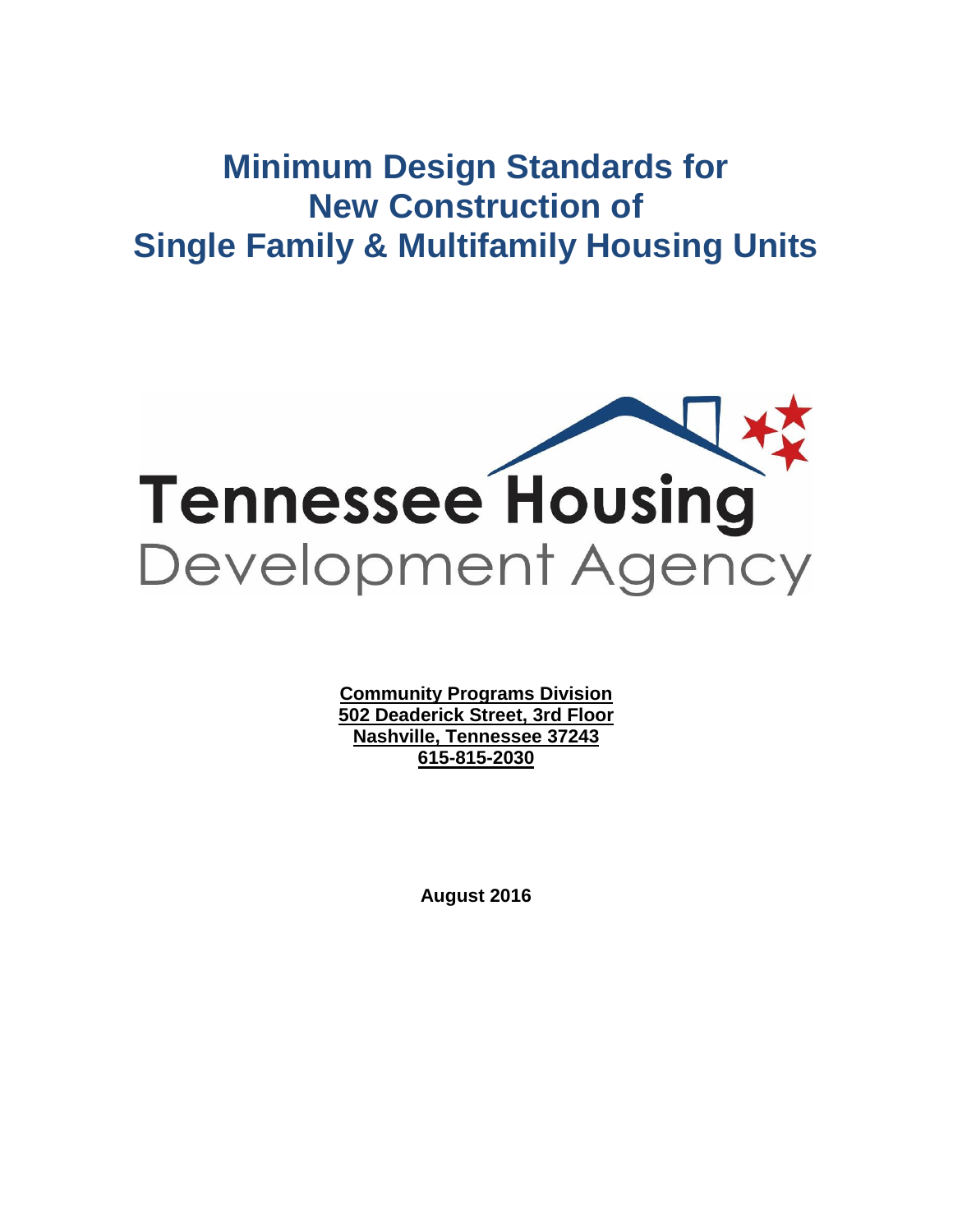# Minimum Design Standards for New Construction of Single Family & Multifamily Housing Units

Tennessee Housing Development Agency

**Community Programs Division**
**502 Deaderick Street, 3rd Floor**
**Nashville, Tennessee 37243**
**615-815-2030**

**August 2016**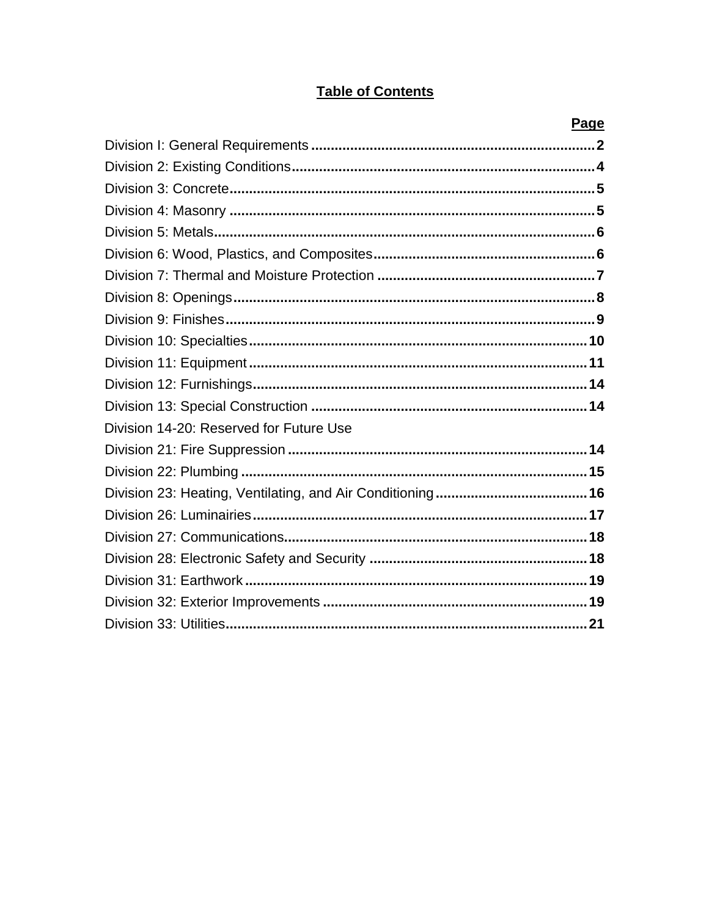# Table of Contents

| | Page |
|---|---|
| Division I: General Requirements | 2 |
| Division 2: Existing Conditions | 4 |
| Division 3: Concrete | 5 |
| Division 4: Masonry | 5 |
| Division 5: Metals | 6 |
| Division 6: Wood, Plastics, and Composites | 6 |
| Division 7: Thermal and Moisture Protection | 7 |
| Division 8: Openings | 8 |
| Division 9: Finishes | 9 |
| Division 10: Specialties | 10 |
| Division 11: Equipment | 11 |
| Division 12: Furnishings | 14 |
| Division 13: Special Construction | 14 |
| Division 14-20: Reserved for Future Use | |
| Division 21: Fire Suppression | 14 |
| Division 22: Plumbing | 15 |
| Division 23: Heating, Ventilating, and Air Conditioning | 16 |
| Division 26: Luminairies | 17 |
| Division 27: Communications | 18 |
| Division 28: Electronic Safety and Security | 18 |
| Division 31: Earthwork | 19 |
| Division 32: Exterior Improvements | 19 |
| Division 33: Utilities | 21 |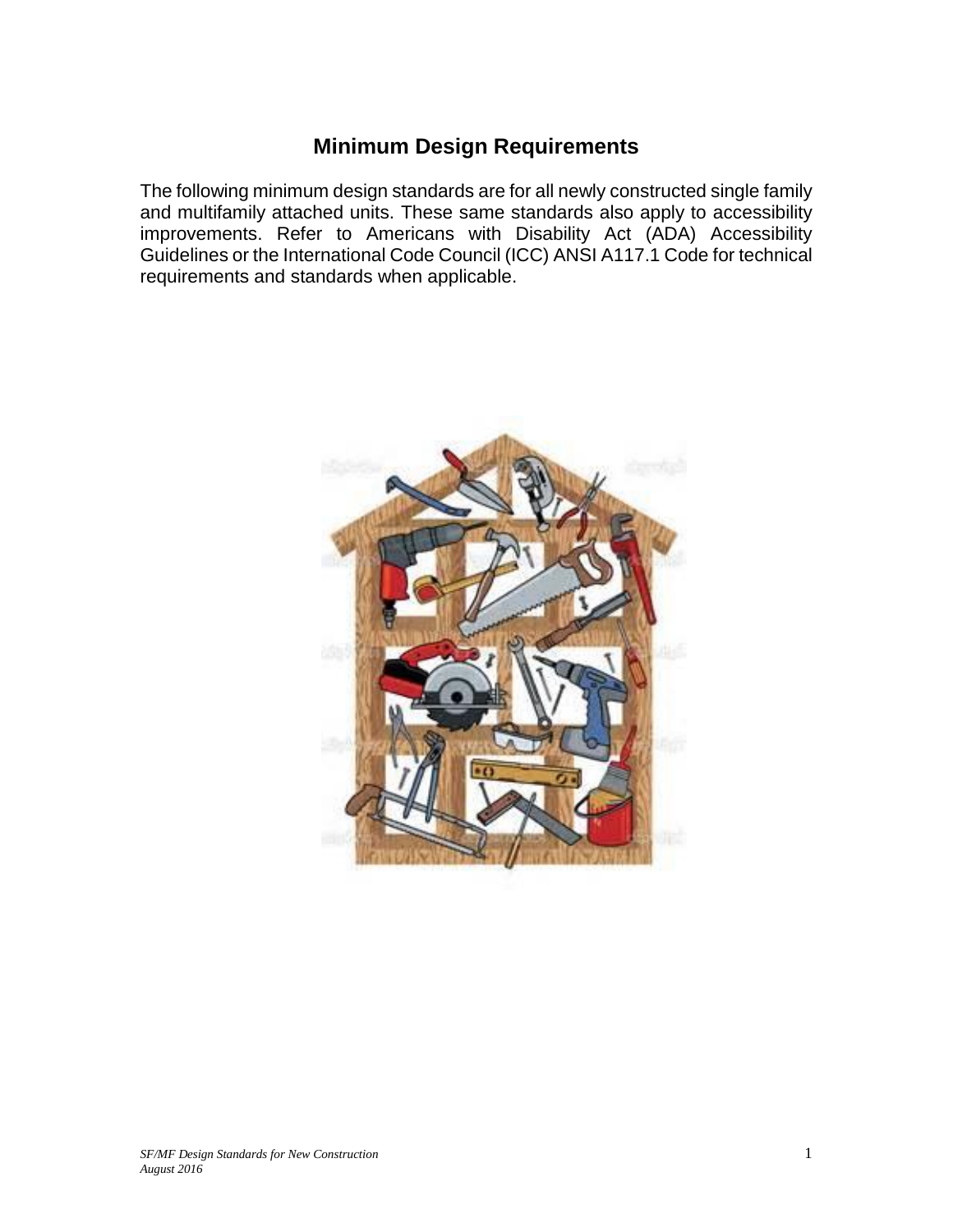# Minimum Design Requirements

The following minimum design standards are for all newly constructed single family and multifamily attached units. These same standards also apply to accessibility improvements. Refer to Americans with Disability Act (ADA) Accessibility Guidelines or the International Code Council (ICC) ANSI A117.1 Code for technical requirements and standards when applicable.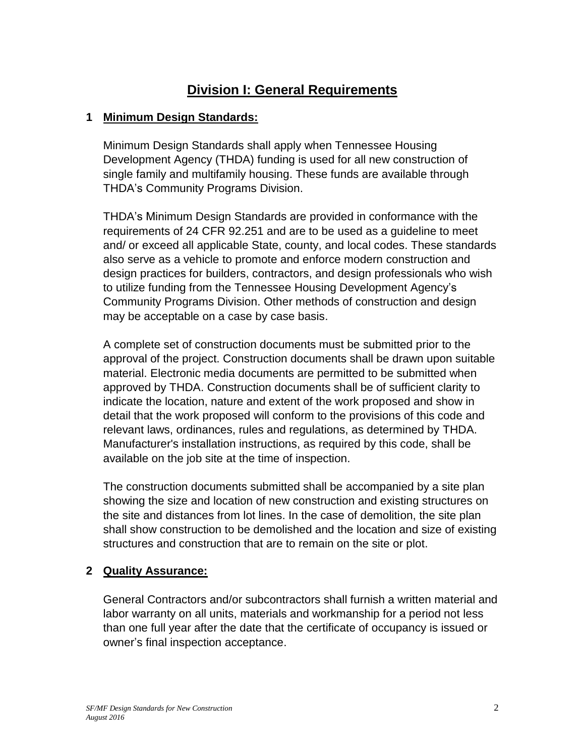# Division I: General Requirements

## 1 Minimum Design Standards:

Minimum Design Standards shall apply when Tennessee Housing Development Agency (THDA) funding is used for all new construction of single family and multifamily housing. These funds are available through THDA's Community Programs Division.

THDA's Minimum Design Standards are provided in conformance with the requirements of 24 CFR 92.251 and are to be used as a guideline to meet and/ or exceed all applicable State, county, and local codes. These standards also serve as a vehicle to promote and enforce modern construction and design practices for builders, contractors, and design professionals who wish to utilize funding from the Tennessee Housing Development Agency's Community Programs Division. Other methods of construction and design may be acceptable on a case by case basis.

A complete set of construction documents must be submitted prior to the approval of the project. Construction documents shall be drawn upon suitable material. Electronic media documents are permitted to be submitted when approved by THDA. Construction documents shall be of sufficient clarity to indicate the location, nature and extent of the work proposed and show in detail that the work proposed will conform to the provisions of this code and relevant laws, ordinances, rules and regulations, as determined by THDA. Manufacturer's installation instructions, as required by this code, shall be available on the job site at the time of inspection.

The construction documents submitted shall be accompanied by a site plan showing the size and location of new construction and existing structures on the site and distances from lot lines. In the case of demolition, the site plan shall show construction to be demolished and the location and size of existing structures and construction that are to remain on the site or plot.

## 2 Quality Assurance:

General Contractors and/or subcontractors shall furnish a written material and labor warranty on all units, materials and workmanship for a period not less than one full year after the date that the certificate of occupancy is issued or owner's final inspection acceptance.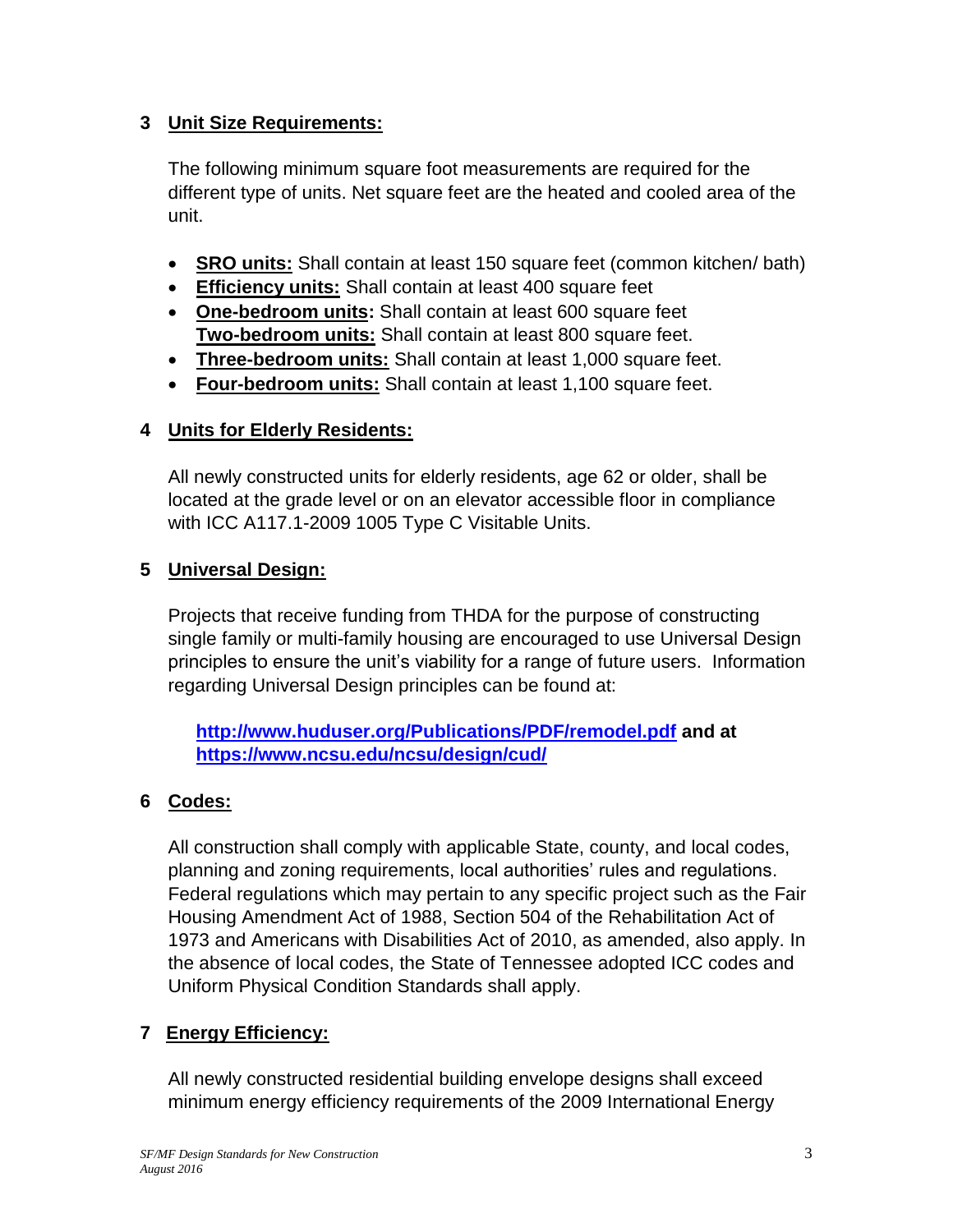## 3 Unit Size Requirements:

The following minimum square foot measurements are required for the different type of units. Net square feet are the heated and cooled area of the unit.

- **SRO units:** Shall contain at least 150 square feet (common kitchen/ bath)
- **Efficiency units:** Shall contain at least 400 square feet
- **One-bedroom units:** Shall contain at least 600 square feet
  **Two-bedroom units:** Shall contain at least 800 square feet.
- **Three-bedroom units:** Shall contain at least 1,000 square feet.
- **Four-bedroom units:** Shall contain at least 1,100 square feet.

## 4 Units for Elderly Residents:

All newly constructed units for elderly residents, age 62 or older, shall be located at the grade level or on an elevator accessible floor in compliance with ICC A117.1-2009 1005 Type C Visitable Units.

## 5 Universal Design:

Projects that receive funding from THDA for the purpose of constructing single family or multi-family housing are encouraged to use Universal Design principles to ensure the unit's viability for a range of future users. Information regarding Universal Design principles can be found at:

**http://www.huduser.org/Publications/PDF/remodel.pdf and at https://www.ncsu.edu/ncsu/design/cud/**

## 6 Codes:

All construction shall comply with applicable State, county, and local codes, planning and zoning requirements, local authorities' rules and regulations. Federal regulations which may pertain to any specific project such as the Fair Housing Amendment Act of 1988, Section 504 of the Rehabilitation Act of 1973 and Americans with Disabilities Act of 2010, as amended, also apply. In the absence of local codes, the State of Tennessee adopted ICC codes and Uniform Physical Condition Standards shall apply.

## 7 Energy Efficiency:

All newly constructed residential building envelope designs shall exceed minimum energy efficiency requirements of the 2009 International Energy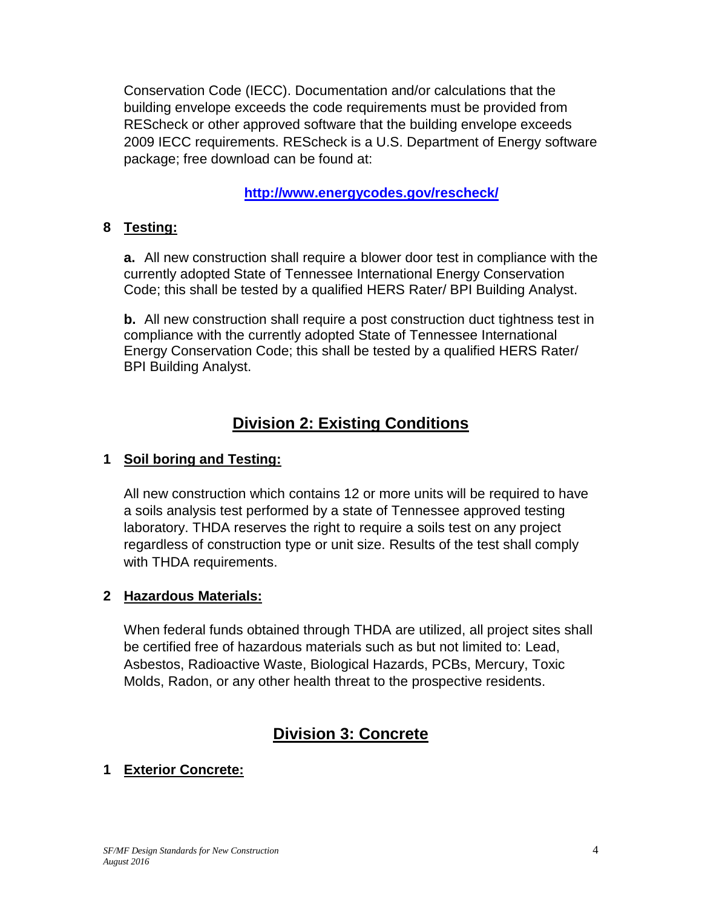Conservation Code (IECC). Documentation and/or calculations that the building envelope exceeds the code requirements must be provided from REScheck or other approved software that the building envelope exceeds 2009 IECC requirements. REScheck is a U.S. Department of Energy software package; free download can be found at:

**http://www.energycodes.gov/rescheck/**

**8 Testing:**

**a.** All new construction shall require a blower door test in compliance with the currently adopted State of Tennessee International Energy Conservation Code; this shall be tested by a qualified HERS Rater/ BPI Building Analyst.

**b.** All new construction shall require a post construction duct tightness test in compliance with the currently adopted State of Tennessee International Energy Conservation Code; this shall be tested by a qualified HERS Rater/ BPI Building Analyst.

## Division 2: Existing Conditions

**1 Soil boring and Testing:**

All new construction which contains 12 or more units will be required to have a soils analysis test performed by a state of Tennessee approved testing laboratory. THDA reserves the right to require a soils test on any project regardless of construction type or unit size. Results of the test shall comply with THDA requirements.

**2 Hazardous Materials:**

When federal funds obtained through THDA are utilized, all project sites shall be certified free of hazardous materials such as but not limited to: Lead, Asbestos, Radioactive Waste, Biological Hazards, PCBs, Mercury, Toxic Molds, Radon, or any other health threat to the prospective residents.

## Division 3: Concrete

**1 Exterior Concrete:**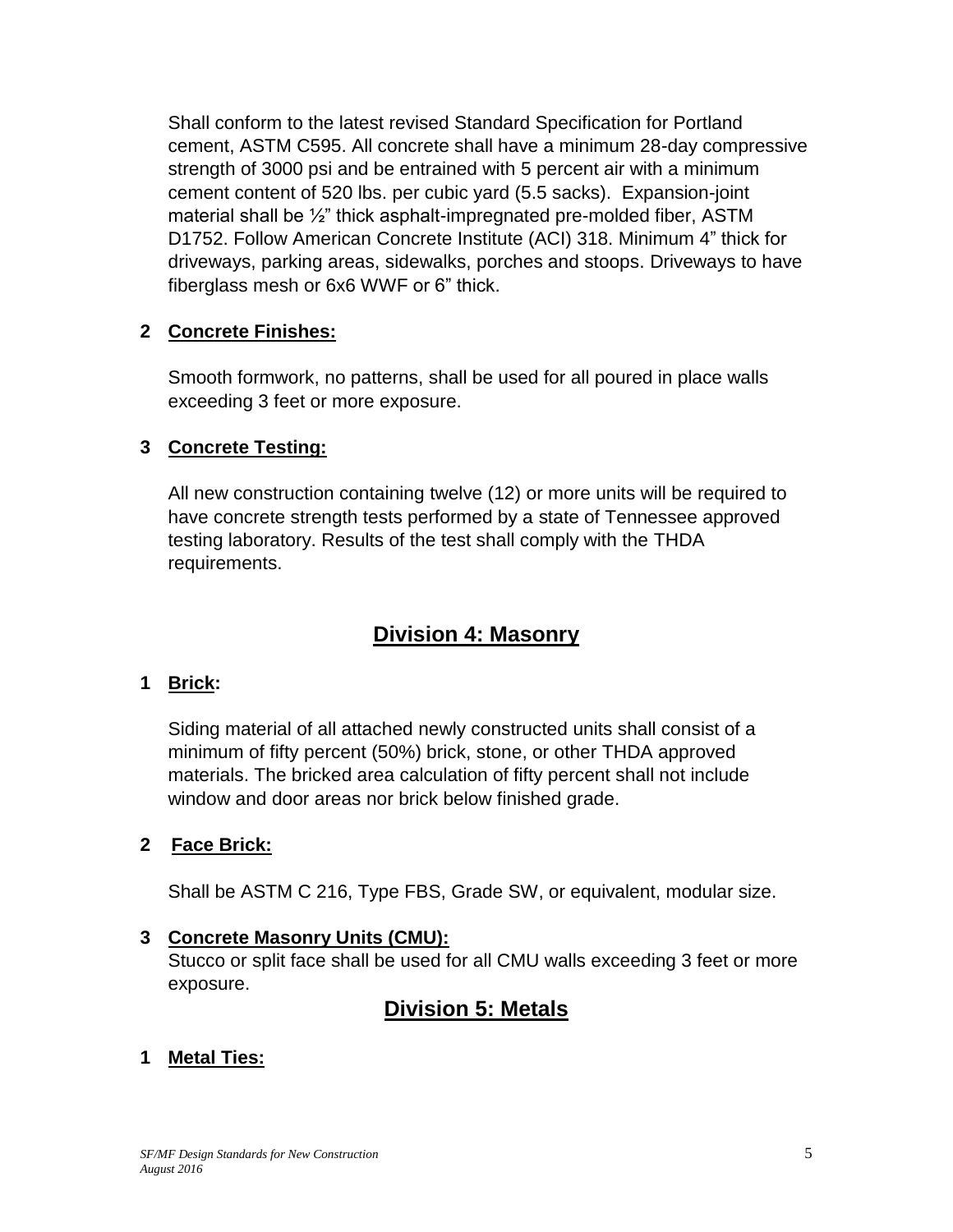Shall conform to the latest revised Standard Specification for Portland cement, ASTM C595. All concrete shall have a minimum 28-day compressive strength of 3000 psi and be entrained with 5 percent air with a minimum cement content of 520 lbs. per cubic yard (5.5 sacks). Expansion-joint material shall be ½" thick asphalt-impregnated pre-molded fiber, ASTM D1752. Follow American Concrete Institute (ACI) 318. Minimum 4" thick for driveways, parking areas, sidewalks, porches and stoops. Driveways to have fiberglass mesh or 6x6 WWF or 6" thick.

**2 Concrete Finishes:**

Smooth formwork, no patterns, shall be used for all poured in place walls exceeding 3 feet or more exposure.

**3 Concrete Testing:**

All new construction containing twelve (12) or more units will be required to have concrete strength tests performed by a state of Tennessee approved testing laboratory. Results of the test shall comply with the THDA requirements.

## Division 4: Masonry

**1 Brick:**

Siding material of all attached newly constructed units shall consist of a minimum of fifty percent (50%) brick, stone, or other THDA approved materials. The bricked area calculation of fifty percent shall not include window and door areas nor brick below finished grade.

**2 Face Brick:**

Shall be ASTM C 216, Type FBS, Grade SW, or equivalent, modular size.

**3 Concrete Masonry Units (CMU):**

Stucco or split face shall be used for all CMU walls exceeding 3 feet or more exposure.

## Division 5: Metals

**1 Metal Ties:**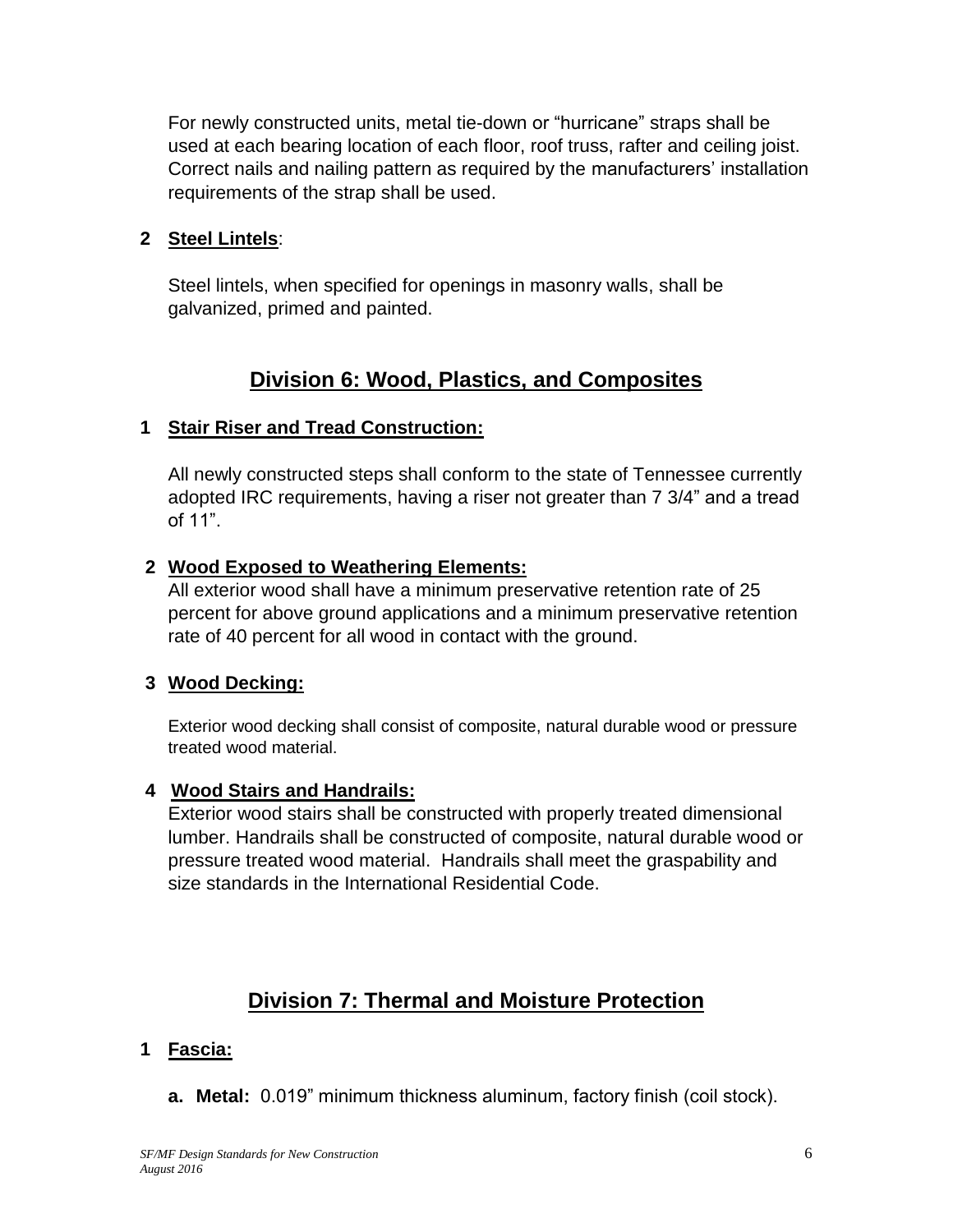For newly constructed units, metal tie-down or "hurricane" straps shall be used at each bearing location of each floor, roof truss, rafter and ceiling joist. Correct nails and nailing pattern as required by the manufacturers' installation requirements of the strap shall be used.

**2 <u>Steel Lintels</u>**:

Steel lintels, when specified for openings in masonry walls, shall be galvanized, primed and painted.

## <u>Division 6: Wood, Plastics, and Composites</u>

**1 <u>Stair Riser and Tread Construction:</u>**

All newly constructed steps shall conform to the state of Tennessee currently adopted IRC requirements, having a riser not greater than 7 3/4" and a tread of 11".

**2 <u>Wood Exposed to Weathering Elements:</u>**

All exterior wood shall have a minimum preservative retention rate of 25 percent for above ground applications and a minimum preservative retention rate of 40 percent for all wood in contact with the ground.

**3 <u>Wood Decking:</u>**

Exterior wood decking shall consist of composite, natural durable wood or pressure treated wood material.

**4 <u>Wood Stairs and Handrails:</u>**

Exterior wood stairs shall be constructed with properly treated dimensional lumber. Handrails shall be constructed of composite, natural durable wood or pressure treated wood material. Handrails shall meet the graspability and size standards in the International Residential Code.

## <u>Division 7: Thermal and Moisture Protection</u>

**1 <u>Fascia:</u>**

**a. Metal:** 0.019" minimum thickness aluminum, factory finish (coil stock).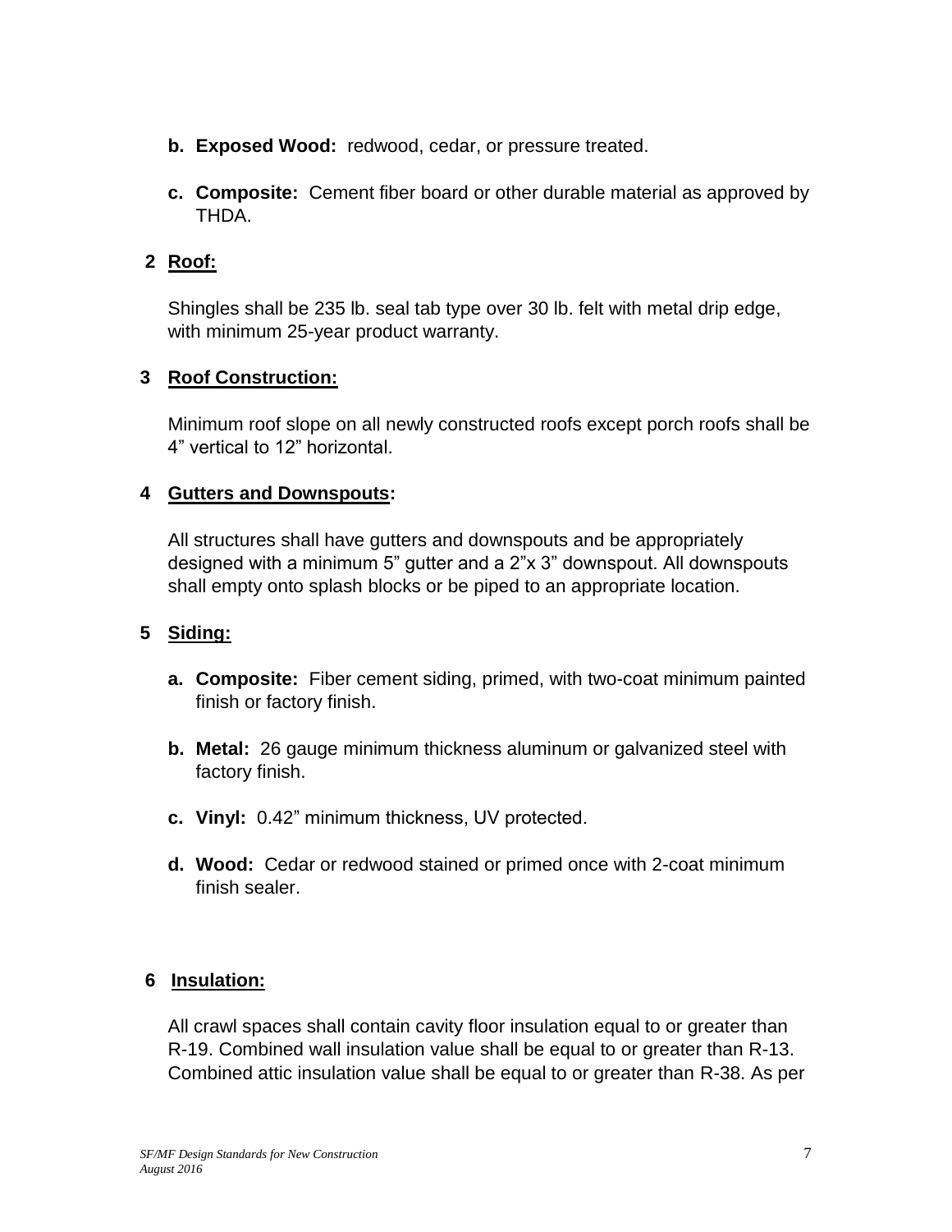**b. Exposed Wood:** redwood, cedar, or pressure treated.

**c. Composite:** Cement fiber board or other durable material as approved by THDA.

### 2 Roof:

Shingles shall be 235 lb. seal tab type over 30 lb. felt with metal drip edge, with minimum 25-year product warranty.

### 3 Roof Construction:

Minimum roof slope on all newly constructed roofs except porch roofs shall be 4” vertical to 12” horizontal.

### 4 Gutters and Downspouts:

All structures shall have gutters and downspouts and be appropriately designed with a minimum 5” gutter and a 2”x 3” downspout. All downspouts shall empty onto splash blocks or be piped to an appropriate location.

### 5 Siding:

**a. Composite:** Fiber cement siding, primed, with two-coat minimum painted finish or factory finish.

**b. Metal:** 26 gauge minimum thickness aluminum or galvanized steel with factory finish.

**c. Vinyl:** 0.42” minimum thickness, UV protected.

**d. Wood:** Cedar or redwood stained or primed once with 2-coat minimum finish sealer.

### 6 Insulation:

All crawl spaces shall contain cavity floor insulation equal to or greater than R-19. Combined wall insulation value shall be equal to or greater than R-13. Combined attic insulation value shall be equal to or greater than R-38. As per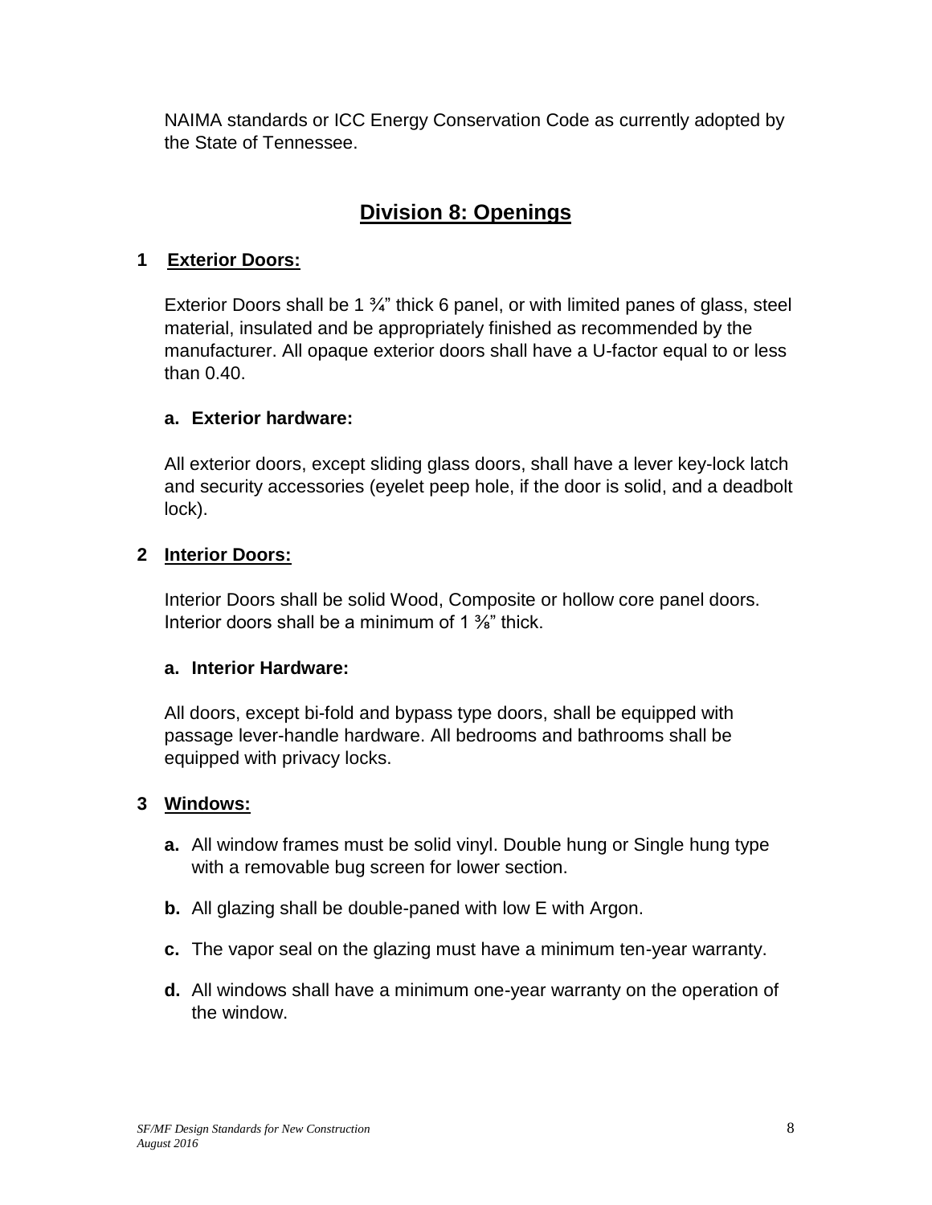NAIMA standards or ICC Energy Conservation Code as currently adopted by the State of Tennessee.

## Division 8: Openings

### 1 Exterior Doors:

Exterior Doors shall be 1 ¾" thick 6 panel, or with limited panes of glass, steel material, insulated and be appropriately finished as recommended by the manufacturer. All opaque exterior doors shall have a U-factor equal to or less than 0.40.

**a. Exterior hardware:**

All exterior doors, except sliding glass doors, shall have a lever key-lock latch and security accessories (eyelet peep hole, if the door is solid, and a deadbolt lock).

### 2 Interior Doors:

Interior Doors shall be solid Wood, Composite or hollow core panel doors. Interior doors shall be a minimum of 1 ⅜" thick.

**a. Interior Hardware:**

All doors, except bi-fold and bypass type doors, shall be equipped with passage lever-handle hardware. All bedrooms and bathrooms shall be equipped with privacy locks.

### 3 Windows:

- **a.** All window frames must be solid vinyl. Double hung or Single hung type with a removable bug screen for lower section.
- **b.** All glazing shall be double-paned with low E with Argon.
- **c.** The vapor seal on the glazing must have a minimum ten-year warranty.
- **d.** All windows shall have a minimum one-year warranty on the operation of the window.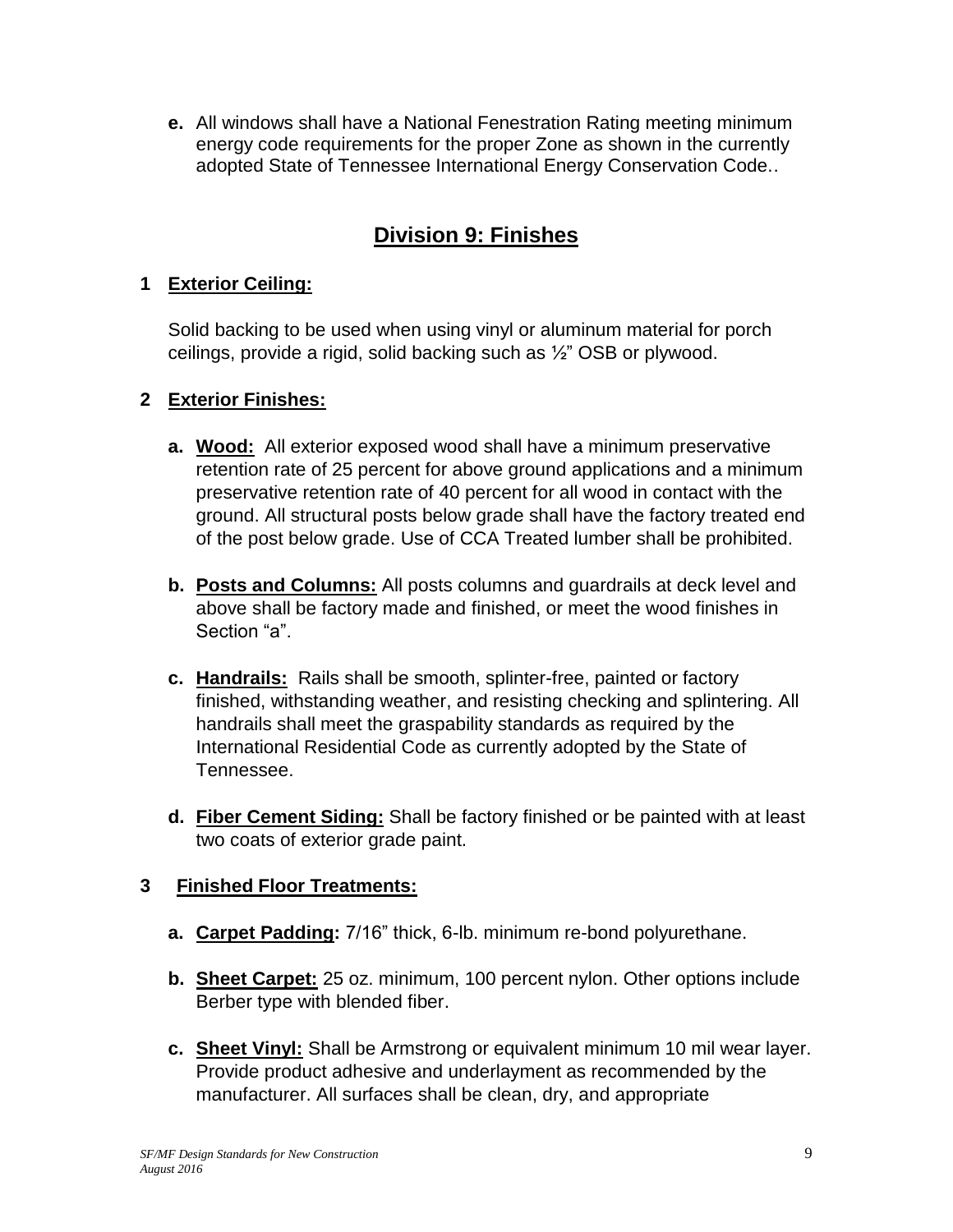**e.** All windows shall have a National Fenestration Rating meeting minimum energy code requirements for the proper Zone as shown in the currently adopted State of Tennessee International Energy Conservation Code..

## Division 9: Finishes

### 1 Exterior Ceiling:

Solid backing to be used when using vinyl or aluminum material for porch ceilings, provide a rigid, solid backing such as ½" OSB or plywood.

### 2 Exterior Finishes:

**a. Wood:** All exterior exposed wood shall have a minimum preservative retention rate of 25 percent for above ground applications and a minimum preservative retention rate of 40 percent for all wood in contact with the ground. All structural posts below grade shall have the factory treated end of the post below grade. Use of CCA Treated lumber shall be prohibited.

**b. Posts and Columns:** All posts columns and guardrails at deck level and above shall be factory made and finished, or meet the wood finishes in Section "a".

**c. Handrails:** Rails shall be smooth, splinter-free, painted or factory finished, withstanding weather, and resisting checking and splintering. All handrails shall meet the graspability standards as required by the International Residential Code as currently adopted by the State of Tennessee.

**d. Fiber Cement Siding:** Shall be factory finished or be painted with at least two coats of exterior grade paint.

### 3 Finished Floor Treatments:

**a. Carpet Padding:** 7/16" thick, 6-lb. minimum re-bond polyurethane.

**b. Sheet Carpet:** 25 oz. minimum, 100 percent nylon. Other options include Berber type with blended fiber.

**c. Sheet Vinyl:** Shall be Armstrong or equivalent minimum 10 mil wear layer. Provide product adhesive and underlayment as recommended by the manufacturer. All surfaces shall be clean, dry, and appropriate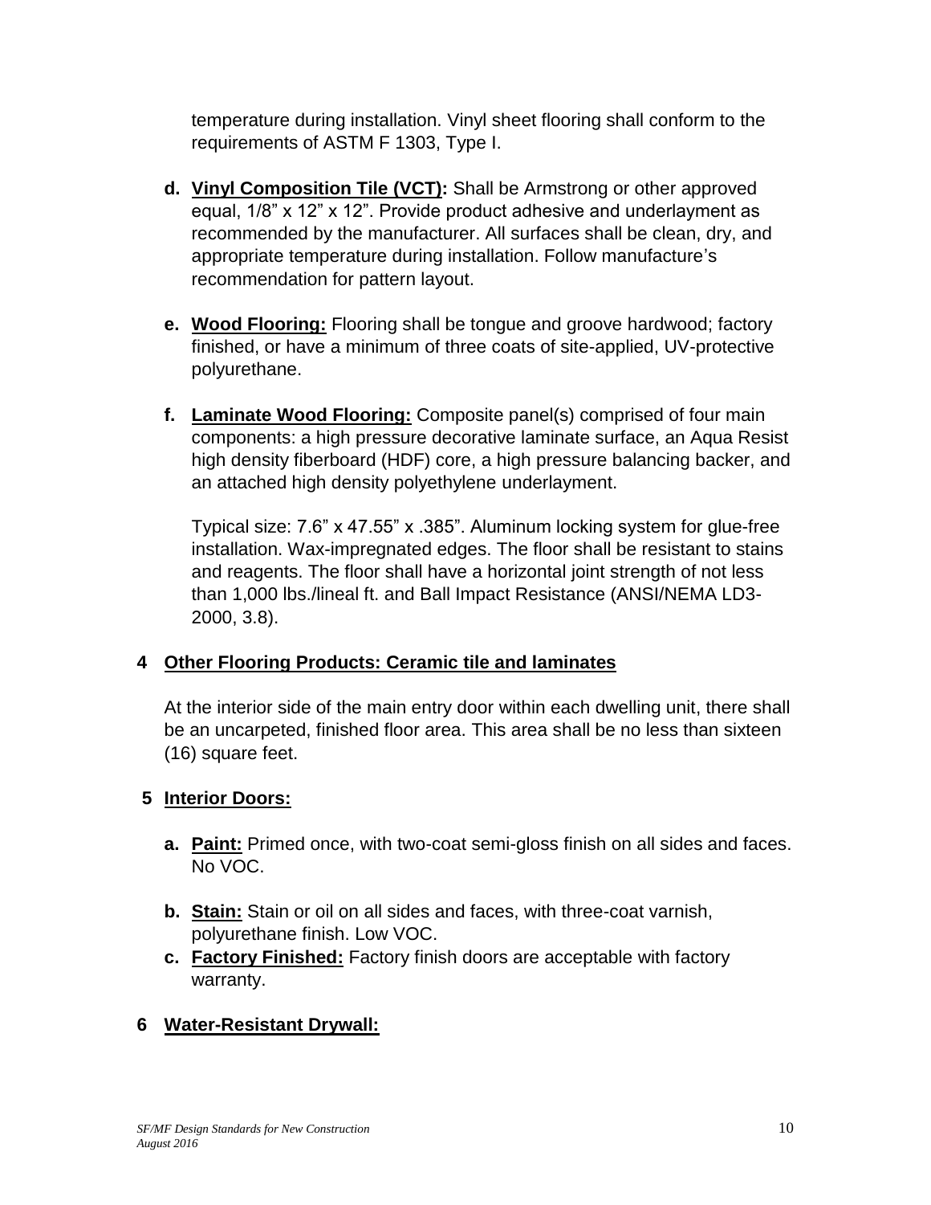temperature during installation. Vinyl sheet flooring shall conform to the requirements of ASTM F 1303, Type I.

**d.** **Vinyl Composition Tile (VCT):** Shall be Armstrong or other approved equal, 1/8" x 12" x 12". Provide product adhesive and underlayment as recommended by the manufacturer. All surfaces shall be clean, dry, and appropriate temperature during installation. Follow manufacture's recommendation for pattern layout.

**e.** **Wood Flooring:** Flooring shall be tongue and groove hardwood; factory finished, or have a minimum of three coats of site-applied, UV-protective polyurethane.

**f.** **Laminate Wood Flooring:** Composite panel(s) comprised of four main components: a high pressure decorative laminate surface, an Aqua Resist high density fiberboard (HDF) core, a high pressure balancing backer, and an attached high density polyethylene underlayment.

Typical size: 7.6" x 47.55" x .385". Aluminum locking system for glue-free installation. Wax-impregnated edges. The floor shall be resistant to stains and reagents. The floor shall have a horizontal joint strength of not less than 1,000 lbs./lineal ft. and Ball Impact Resistance (ANSI/NEMA LD3-2000, 3.8).

## 4 Other Flooring Products: Ceramic tile and laminates

At the interior side of the main entry door within each dwelling unit, there shall be an uncarpeted, finished floor area. This area shall be no less than sixteen (16) square feet.

## 5 Interior Doors:

**a.** **Paint:** Primed once, with two-coat semi-gloss finish on all sides and faces. No VOC.

**b.** **Stain:** Stain or oil on all sides and faces, with three-coat varnish, polyurethane finish. Low VOC.

**c.** **Factory Finished:** Factory finish doors are acceptable with factory warranty.

## 6 Water-Resistant Drywall: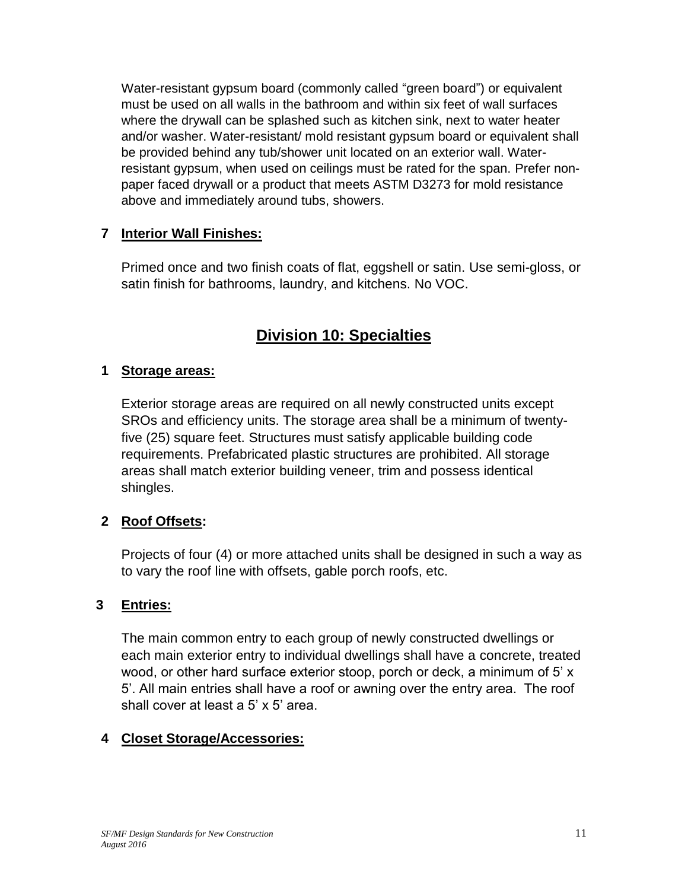Water-resistant gypsum board (commonly called "green board") or equivalent must be used on all walls in the bathroom and within six feet of wall surfaces where the drywall can be splashed such as kitchen sink, next to water heater and/or washer. Water-resistant/ mold resistant gypsum board or equivalent shall be provided behind any tub/shower unit located on an exterior wall. Water-resistant gypsum, when used on ceilings must be rated for the span. Prefer non-paper faced drywall or a product that meets ASTM D3273 for mold resistance above and immediately around tubs, showers.

**7 Interior Wall Finishes:**

Primed once and two finish coats of flat, eggshell or satin. Use semi-gloss, or satin finish for bathrooms, laundry, and kitchens. No VOC.

## Division 10: Specialties

**1 Storage areas:**

Exterior storage areas are required on all newly constructed units except SROs and efficiency units. The storage area shall be a minimum of twenty-five (25) square feet. Structures must satisfy applicable building code requirements. Prefabricated plastic structures are prohibited. All storage areas shall match exterior building veneer, trim and possess identical shingles.

**2 Roof Offsets:**

Projects of four (4) or more attached units shall be designed in such a way as to vary the roof line with offsets, gable porch roofs, etc.

**3 Entries:**

The main common entry to each group of newly constructed dwellings or each main exterior entry to individual dwellings shall have a concrete, treated wood, or other hard surface exterior stoop, porch or deck, a minimum of 5' x 5'. All main entries shall have a roof or awning over the entry area. The roof shall cover at least a 5' x 5' area.

**4 Closet Storage/Accessories:**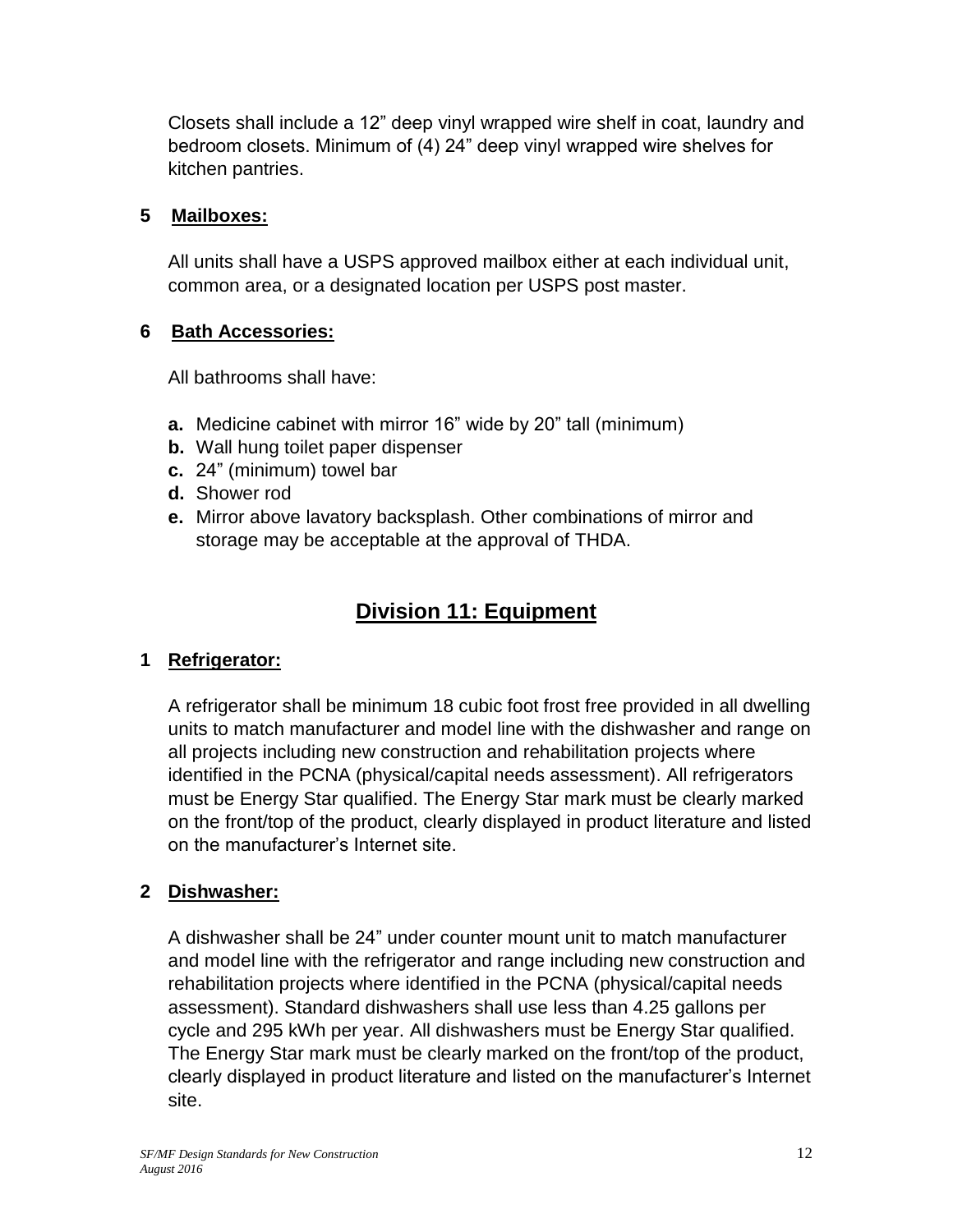Closets shall include a 12” deep vinyl wrapped wire shelf in coat, laundry and bedroom closets. Minimum of (4) 24” deep vinyl wrapped wire shelves for kitchen pantries.

### 5 **Mailboxes:**

All units shall have a USPS approved mailbox either at each individual unit, common area, or a designated location per USPS post master.

### 6 **Bath Accessories:**

All bathrooms shall have:

- **a.** Medicine cabinet with mirror 16” wide by 20” tall (minimum)
- **b.** Wall hung toilet paper dispenser
- **c.** 24” (minimum) towel bar
- **d.** Shower rod
- **e.** Mirror above lavatory backsplash. Other combinations of mirror and storage may be acceptable at the approval of THDA.

## Division 11: Equipment

### 1 **Refrigerator:**

A refrigerator shall be minimum 18 cubic foot frost free provided in all dwelling units to match manufacturer and model line with the dishwasher and range on all projects including new construction and rehabilitation projects where identified in the PCNA (physical/capital needs assessment). All refrigerators must be Energy Star qualified. The Energy Star mark must be clearly marked on the front/top of the product, clearly displayed in product literature and listed on the manufacturer’s Internet site.

### 2 **Dishwasher:**

A dishwasher shall be 24” under counter mount unit to match manufacturer and model line with the refrigerator and range including new construction and rehabilitation projects where identified in the PCNA (physical/capital needs assessment). Standard dishwashers shall use less than 4.25 gallons per cycle and 295 kWh per year. All dishwashers must be Energy Star qualified. The Energy Star mark must be clearly marked on the front/top of the product, clearly displayed in product literature and listed on the manufacturer’s Internet site.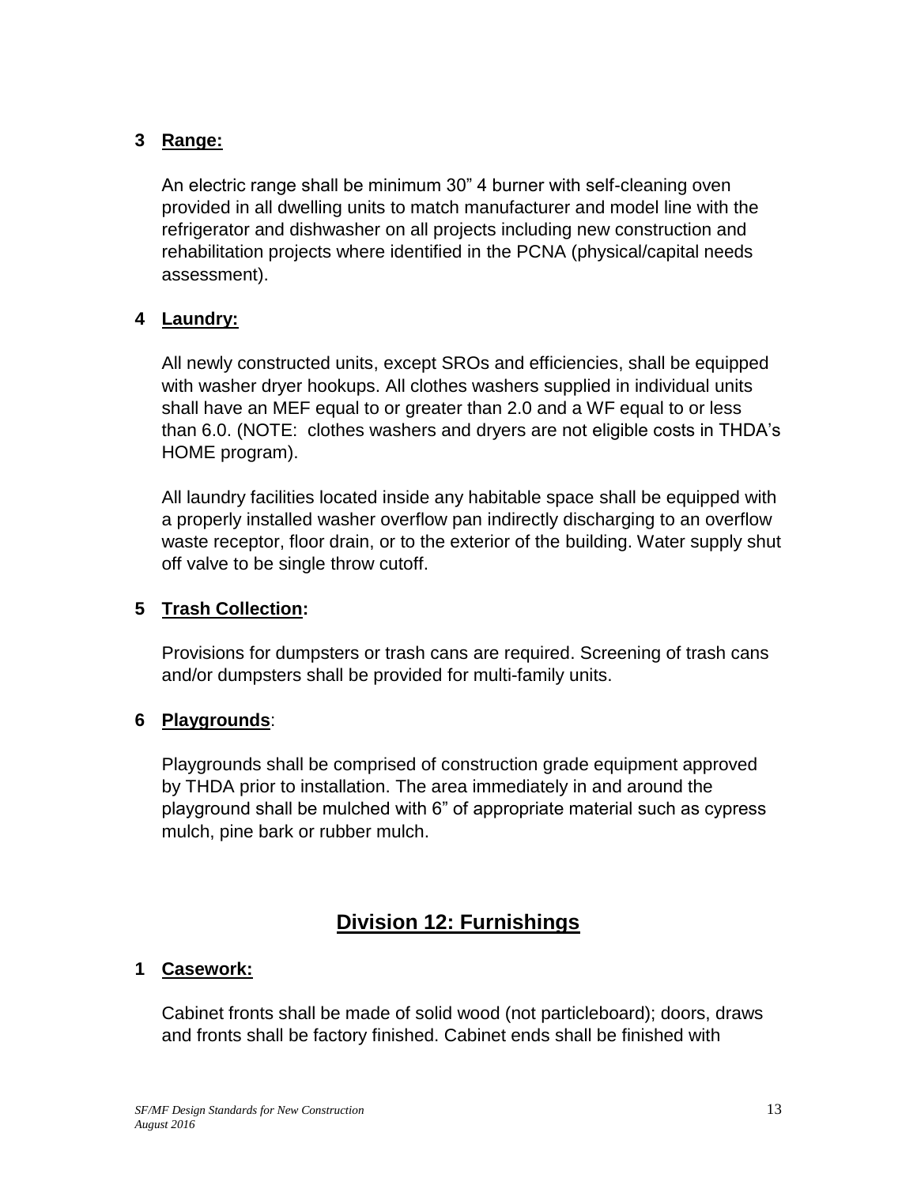**3 Range:**

An electric range shall be minimum 30" 4 burner with self-cleaning oven provided in all dwelling units to match manufacturer and model line with the refrigerator and dishwasher on all projects including new construction and rehabilitation projects where identified in the PCNA (physical/capital needs assessment).

**4 Laundry:**

All newly constructed units, except SROs and efficiencies, shall be equipped with washer dryer hookups. All clothes washers supplied in individual units shall have an MEF equal to or greater than 2.0 and a WF equal to or less than 6.0. (NOTE: clothes washers and dryers are not eligible costs in THDA's HOME program).

All laundry facilities located inside any habitable space shall be equipped with a properly installed washer overflow pan indirectly discharging to an overflow waste receptor, floor drain, or to the exterior of the building. Water supply shut off valve to be single throw cutoff.

**5 Trash Collection:**

Provisions for dumpsters or trash cans are required. Screening of trash cans and/or dumpsters shall be provided for multi-family units.

**6 Playgrounds:**

Playgrounds shall be comprised of construction grade equipment approved by THDA prior to installation. The area immediately in and around the playground shall be mulched with 6" of appropriate material such as cypress mulch, pine bark or rubber mulch.

## Division 12: Furnishings

**1 Casework:**

Cabinet fronts shall be made of solid wood (not particleboard); doors, draws and fronts shall be factory finished. Cabinet ends shall be finished with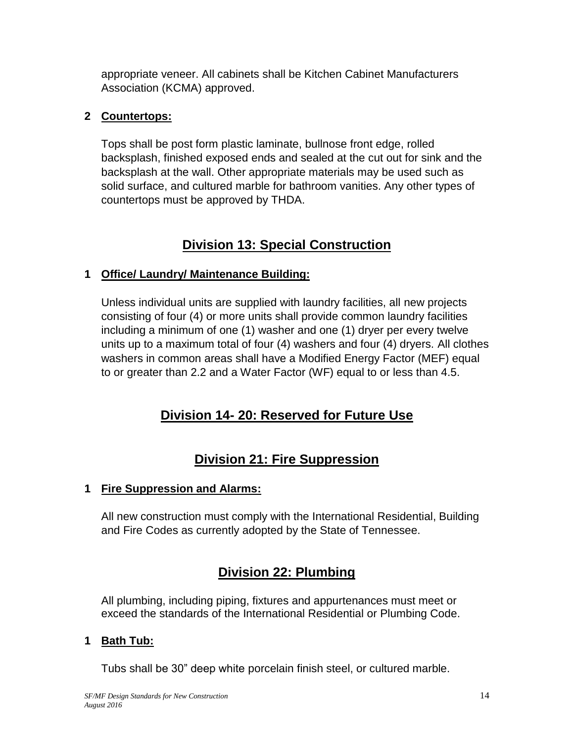appropriate veneer. All cabinets shall be Kitchen Cabinet Manufacturers Association (KCMA) approved.

### 2 Countertops:

Tops shall be post form plastic laminate, bullnose front edge, rolled backsplash, finished exposed ends and sealed at the cut out for sink and the backsplash at the wall. Other appropriate materials may be used such as solid surface, and cultured marble for bathroom vanities. Any other types of countertops must be approved by THDA.

## Division 13: Special Construction

### 1 Office/ Laundry/ Maintenance Building:

Unless individual units are supplied with laundry facilities, all new projects consisting of four (4) or more units shall provide common laundry facilities including a minimum of one (1) washer and one (1) dryer per every twelve units up to a maximum total of four (4) washers and four (4) dryers. All clothes washers in common areas shall have a Modified Energy Factor (MEF) equal to or greater than 2.2 and a Water Factor (WF) equal to or less than 4.5.

## Division 14- 20: Reserved for Future Use

## Division 21: Fire Suppression

### 1 Fire Suppression and Alarms:

All new construction must comply with the International Residential, Building and Fire Codes as currently adopted by the State of Tennessee.

## Division 22: Plumbing

All plumbing, including piping, fixtures and appurtenances must meet or exceed the standards of the International Residential or Plumbing Code.

### 1 Bath Tub:

Tubs shall be 30” deep white porcelain finish steel, or cultured marble.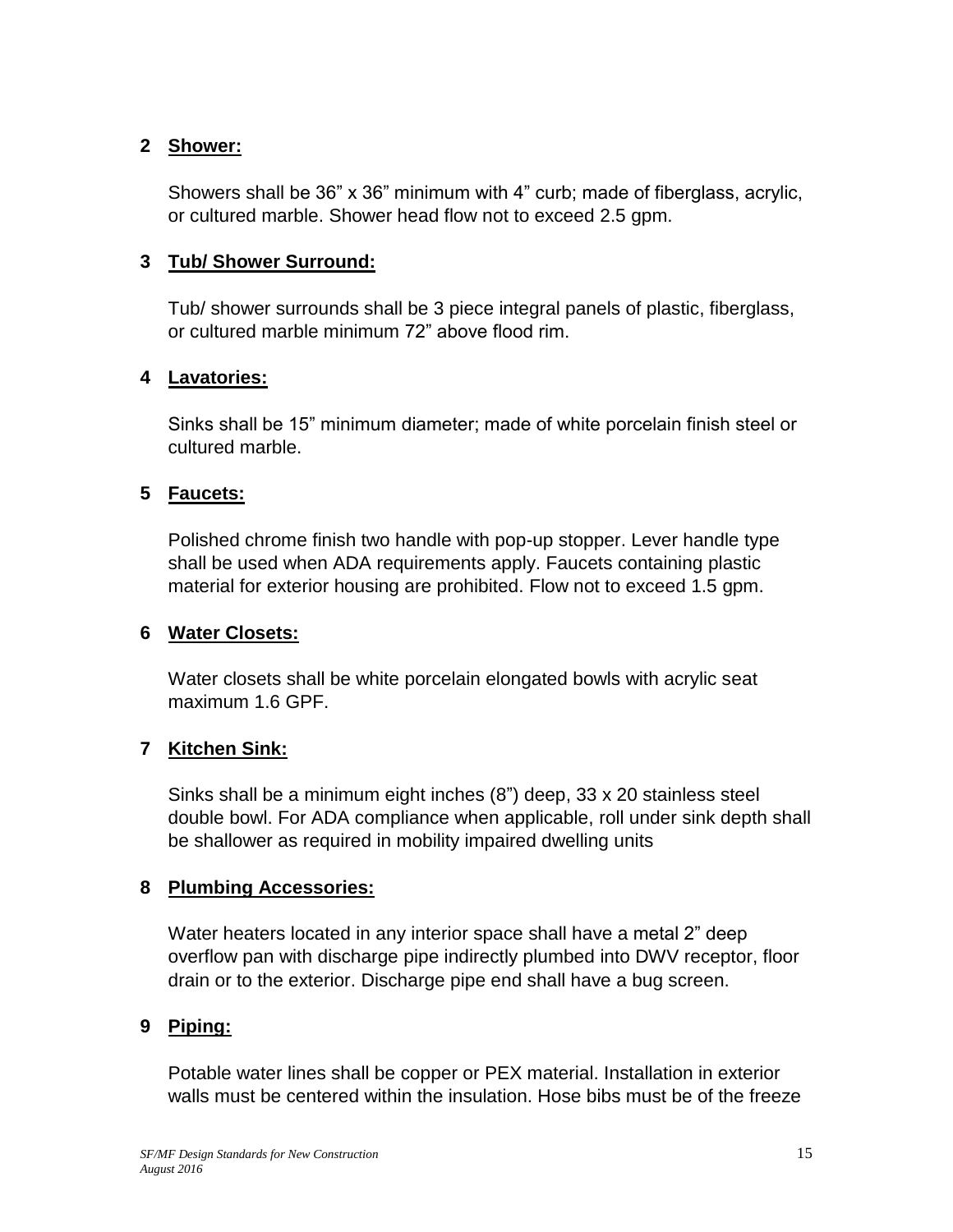**2 Shower:**

Showers shall be 36” x 36” minimum with 4” curb; made of fiberglass, acrylic, or cultured marble. Shower head flow not to exceed 2.5 gpm.

**3 Tub/ Shower Surround:**

Tub/ shower surrounds shall be 3 piece integral panels of plastic, fiberglass, or cultured marble minimum 72” above flood rim.

**4 Lavatories:**

Sinks shall be 15” minimum diameter; made of white porcelain finish steel or cultured marble.

**5 Faucets:**

Polished chrome finish two handle with pop-up stopper. Lever handle type shall be used when ADA requirements apply. Faucets containing plastic material for exterior housing are prohibited. Flow not to exceed 1.5 gpm.

**6 Water Closets:**

Water closets shall be white porcelain elongated bowls with acrylic seat maximum 1.6 GPF.

**7 Kitchen Sink:**

Sinks shall be a minimum eight inches (8”) deep, 33 x 20 stainless steel double bowl. For ADA compliance when applicable, roll under sink depth shall be shallower as required in mobility impaired dwelling units

**8 Plumbing Accessories:**

Water heaters located in any interior space shall have a metal 2” deep overflow pan with discharge pipe indirectly plumbed into DWV receptor, floor drain or to the exterior. Discharge pipe end shall have a bug screen.

**9 Piping:**

Potable water lines shall be copper or PEX material. Installation in exterior walls must be centered within the insulation. Hose bibs must be of the freeze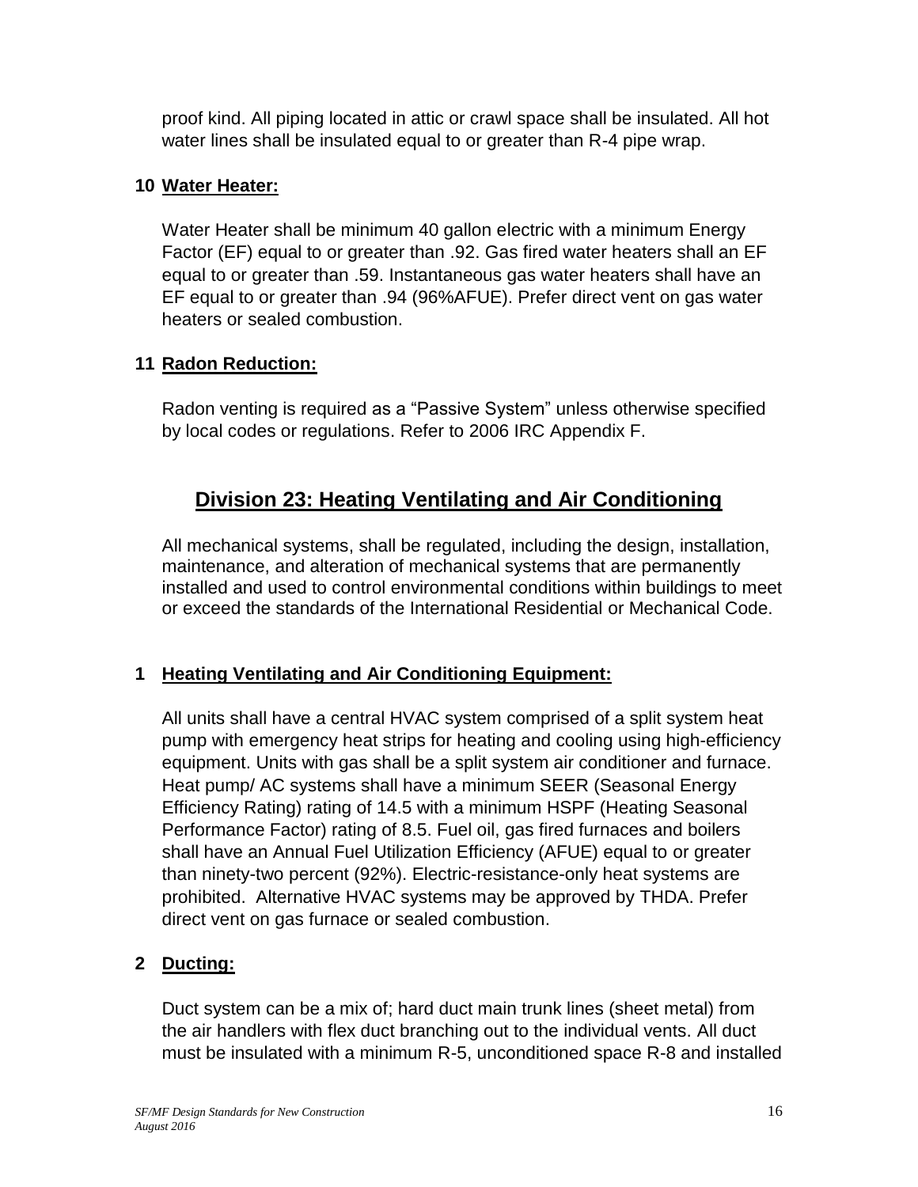proof kind. All piping located in attic or crawl space shall be insulated. All hot water lines shall be insulated equal to or greater than R-4 pipe wrap.

**10 Water Heater:**

Water Heater shall be minimum 40 gallon electric with a minimum Energy Factor (EF) equal to or greater than .92. Gas fired water heaters shall an EF equal to or greater than .59. Instantaneous gas water heaters shall have an EF equal to or greater than .94 (96%AFUE). Prefer direct vent on gas water heaters or sealed combustion.

**11 Radon Reduction:**

Radon venting is required as a “Passive System” unless otherwise specified by local codes or regulations. Refer to 2006 IRC Appendix F.

## Division 23: Heating Ventilating and Air Conditioning

All mechanical systems, shall be regulated, including the design, installation, maintenance, and alteration of mechanical systems that are permanently installed and used to control environmental conditions within buildings to meet or exceed the standards of the International Residential or Mechanical Code.

**1 Heating Ventilating and Air Conditioning Equipment:**

All units shall have a central HVAC system comprised of a split system heat pump with emergency heat strips for heating and cooling using high-efficiency equipment. Units with gas shall be a split system air conditioner and furnace. Heat pump/ AC systems shall have a minimum SEER (Seasonal Energy Efficiency Rating) rating of 14.5 with a minimum HSPF (Heating Seasonal Performance Factor) rating of 8.5. Fuel oil, gas fired furnaces and boilers shall have an Annual Fuel Utilization Efficiency (AFUE) equal to or greater than ninety-two percent (92%). Electric-resistance-only heat systems are prohibited. Alternative HVAC systems may be approved by THDA. Prefer direct vent on gas furnace or sealed combustion.

**2 Ducting:**

Duct system can be a mix of; hard duct main trunk lines (sheet metal) from the air handlers with flex duct branching out to the individual vents. All duct must be insulated with a minimum R-5, unconditioned space R-8 and installed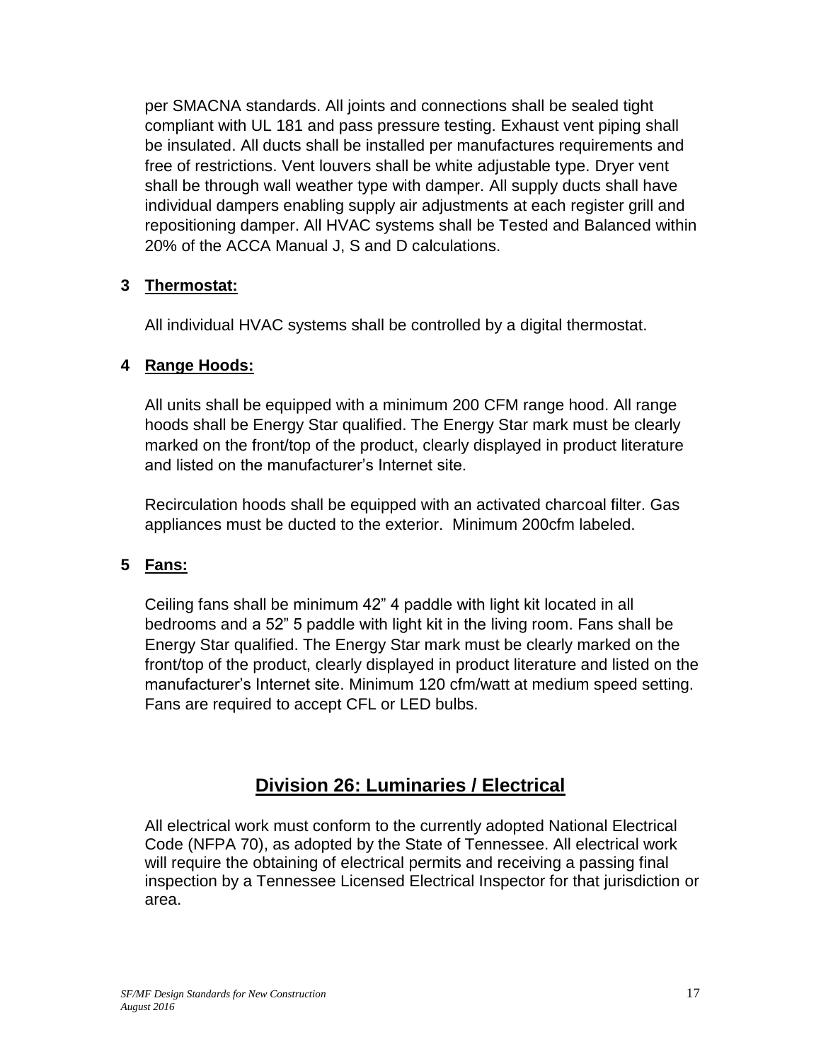per SMACNA standards. All joints and connections shall be sealed tight compliant with UL 181 and pass pressure testing. Exhaust vent piping shall be insulated. All ducts shall be installed per manufactures requirements and free of restrictions. Vent louvers shall be white adjustable type. Dryer vent shall be through wall weather type with damper. All supply ducts shall have individual dampers enabling supply air adjustments at each register grill and repositioning damper. All HVAC systems shall be Tested and Balanced within 20% of the ACCA Manual J, S and D calculations.

**3 Thermostat:**

All individual HVAC systems shall be controlled by a digital thermostat.

**4 Range Hoods:**

All units shall be equipped with a minimum 200 CFM range hood. All range hoods shall be Energy Star qualified. The Energy Star mark must be clearly marked on the front/top of the product, clearly displayed in product literature and listed on the manufacturer's Internet site.

Recirculation hoods shall be equipped with an activated charcoal filter. Gas appliances must be ducted to the exterior. Minimum 200cfm labeled.

**5 Fans:**

Ceiling fans shall be minimum 42" 4 paddle with light kit located in all bedrooms and a 52" 5 paddle with light kit in the living room. Fans shall be Energy Star qualified. The Energy Star mark must be clearly marked on the front/top of the product, clearly displayed in product literature and listed on the manufacturer's Internet site. Minimum 120 cfm/watt at medium speed setting. Fans are required to accept CFL or LED bulbs.

## Division 26: Luminaries / Electrical

All electrical work must conform to the currently adopted National Electrical Code (NFPA 70), as adopted by the State of Tennessee. All electrical work will require the obtaining of electrical permits and receiving a passing final inspection by a Tennessee Licensed Electrical Inspector for that jurisdiction or area.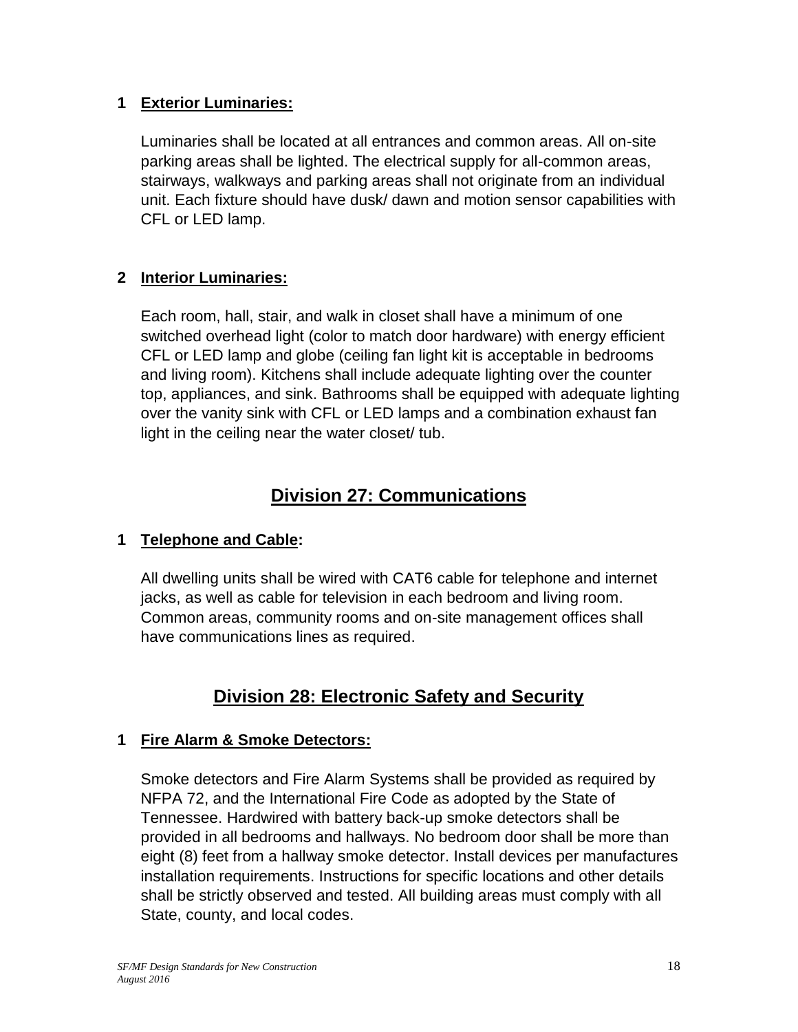### 1 Exterior Luminaries:

Luminaries shall be located at all entrances and common areas. All on-site parking areas shall be lighted. The electrical supply for all-common areas, stairways, walkways and parking areas shall not originate from an individual unit. Each fixture should have dusk/ dawn and motion sensor capabilities with CFL or LED lamp.

### 2 Interior Luminaries:

Each room, hall, stair, and walk in closet shall have a minimum of one switched overhead light (color to match door hardware) with energy efficient CFL or LED lamp and globe (ceiling fan light kit is acceptable in bedrooms and living room). Kitchens shall include adequate lighting over the counter top, appliances, and sink. Bathrooms shall be equipped with adequate lighting over the vanity sink with CFL or LED lamps and a combination exhaust fan light in the ceiling near the water closet/ tub.

## Division 27: Communications

### 1 Telephone and Cable:

All dwelling units shall be wired with CAT6 cable for telephone and internet jacks, as well as cable for television in each bedroom and living room. Common areas, community rooms and on-site management offices shall have communications lines as required.

## Division 28: Electronic Safety and Security

### 1 Fire Alarm & Smoke Detectors:

Smoke detectors and Fire Alarm Systems shall be provided as required by NFPA 72, and the International Fire Code as adopted by the State of Tennessee. Hardwired with battery back-up smoke detectors shall be provided in all bedrooms and hallways. No bedroom door shall be more than eight (8) feet from a hallway smoke detector. Install devices per manufactures installation requirements. Instructions for specific locations and other details shall be strictly observed and tested. All building areas must comply with all State, county, and local codes.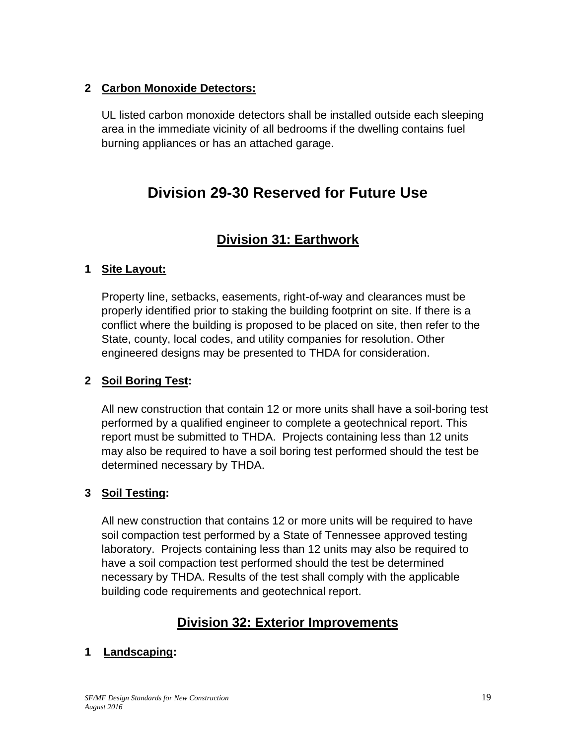**2 Carbon Monoxide Detectors:**

UL listed carbon monoxide detectors shall be installed outside each sleeping area in the immediate vicinity of all bedrooms if the dwelling contains fuel burning appliances or has an attached garage.

# Division 29-30 Reserved for Future Use

## Division 31: Earthwork

**1 Site Layout:**

Property line, setbacks, easements, right-of-way and clearances must be properly identified prior to staking the building footprint on site. If there is a conflict where the building is proposed to be placed on site, then refer to the State, county, local codes, and utility companies for resolution. Other engineered designs may be presented to THDA for consideration.

**2 Soil Boring Test:**

All new construction that contain 12 or more units shall have a soil-boring test performed by a qualified engineer to complete a geotechnical report. This report must be submitted to THDA. Projects containing less than 12 units may also be required to have a soil boring test performed should the test be determined necessary by THDA.

**3 Soil Testing:**

All new construction that contains 12 or more units will be required to have soil compaction test performed by a State of Tennessee approved testing laboratory. Projects containing less than 12 units may also be required to have a soil compaction test performed should the test be determined necessary by THDA. Results of the test shall comply with the applicable building code requirements and geotechnical report.

## Division 32: Exterior Improvements

**1 Landscaping:**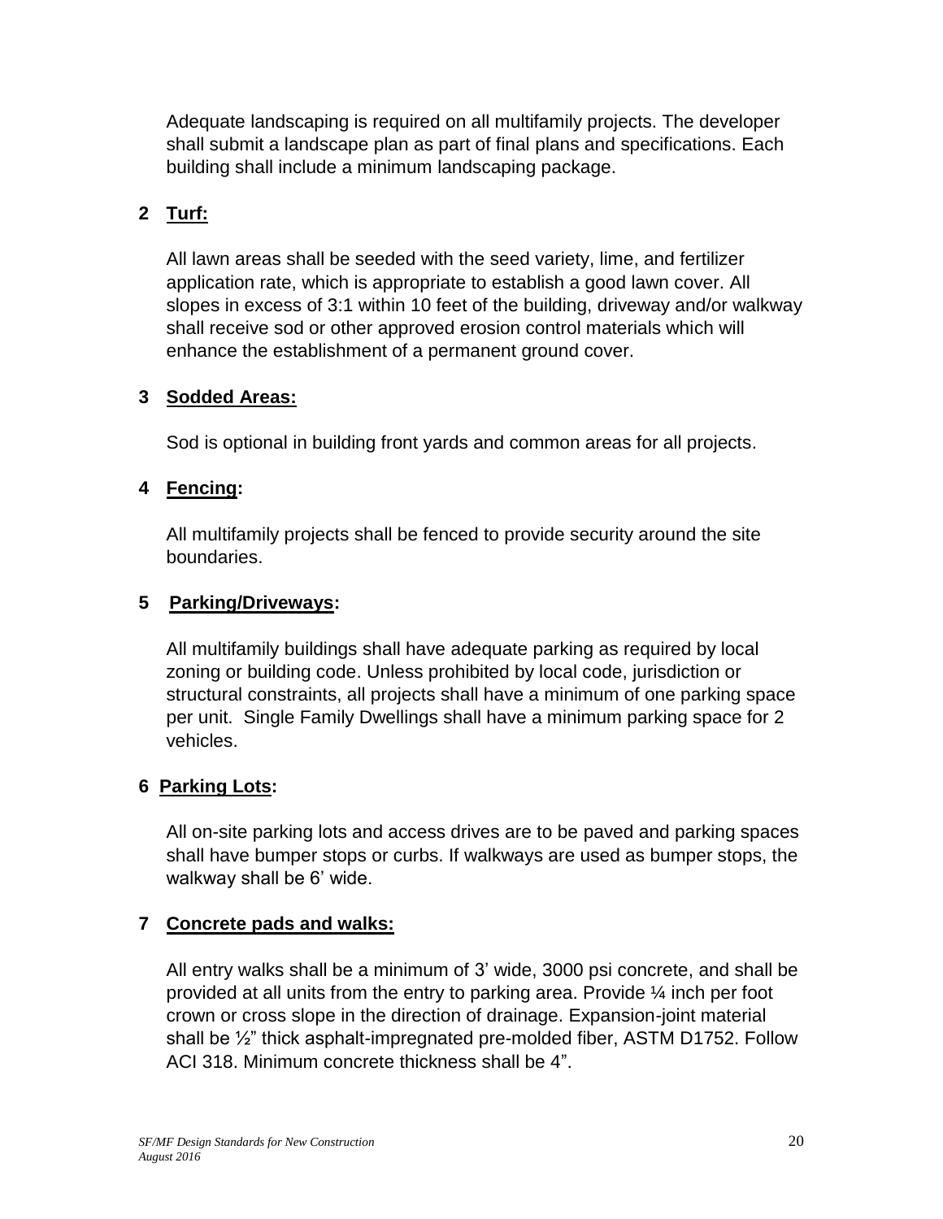Adequate landscaping is required on all multifamily projects. The developer shall submit a landscape plan as part of final plans and specifications. Each building shall include a minimum landscaping package.

### 2 Turf:

All lawn areas shall be seeded with the seed variety, lime, and fertilizer application rate, which is appropriate to establish a good lawn cover. All slopes in excess of 3:1 within 10 feet of the building, driveway and/or walkway shall receive sod or other approved erosion control materials which will enhance the establishment of a permanent ground cover.

### 3 Sodded Areas:

Sod is optional in building front yards and common areas for all projects.

### 4 Fencing:

All multifamily projects shall be fenced to provide security around the site boundaries.

### 5 Parking/Driveways:

All multifamily buildings shall have adequate parking as required by local zoning or building code. Unless prohibited by local code, jurisdiction or structural constraints, all projects shall have a minimum of one parking space per unit. Single Family Dwellings shall have a minimum parking space for 2 vehicles.

### 6 Parking Lots:

All on-site parking lots and access drives are to be paved and parking spaces shall have bumper stops or curbs. If walkways are used as bumper stops, the walkway shall be 6' wide.

### 7 Concrete pads and walks:

All entry walks shall be a minimum of 3' wide, 3000 psi concrete, and shall be provided at all units from the entry to parking area. Provide ¼ inch per foot crown or cross slope in the direction of drainage. Expansion-joint material shall be ½" thick asphalt-impregnated pre-molded fiber, ASTM D1752. Follow ACI 318. Minimum concrete thickness shall be 4".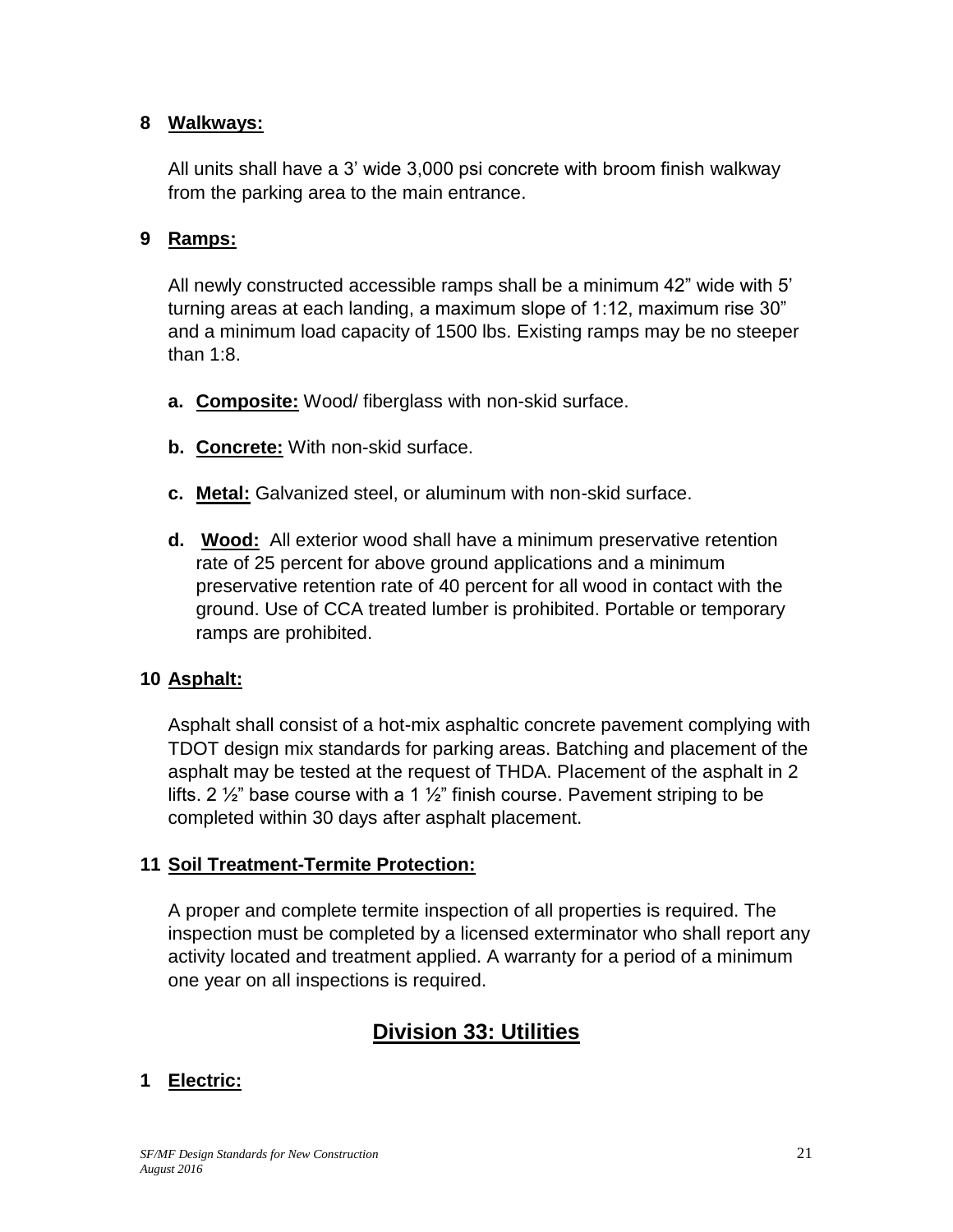**8 Walkways:**

All units shall have a 3' wide 3,000 psi concrete with broom finish walkway from the parking area to the main entrance.

**9 Ramps:**

All newly constructed accessible ramps shall be a minimum 42" wide with 5' turning areas at each landing, a maximum slope of 1:12, maximum rise 30" and a minimum load capacity of 1500 lbs. Existing ramps may be no steeper than 1:8.

**a. Composite:** Wood/ fiberglass with non-skid surface.

**b. Concrete:** With non-skid surface.

**c. Metal:** Galvanized steel, or aluminum with non-skid surface.

**d. Wood:** All exterior wood shall have a minimum preservative retention rate of 25 percent for above ground applications and a minimum preservative retention rate of 40 percent for all wood in contact with the ground. Use of CCA treated lumber is prohibited. Portable or temporary ramps are prohibited.

**10 Asphalt:**

Asphalt shall consist of a hot-mix asphaltic concrete pavement complying with TDOT design mix standards for parking areas. Batching and placement of the asphalt may be tested at the request of THDA. Placement of the asphalt in 2 lifts. 2 ½" base course with a 1 ½" finish course. Pavement striping to be completed within 30 days after asphalt placement.

**11 Soil Treatment-Termite Protection:**

A proper and complete termite inspection of all properties is required. The inspection must be completed by a licensed exterminator who shall report any activity located and treatment applied. A warranty for a period of a minimum one year on all inspections is required.

# Division 33: Utilities

**1 Electric:**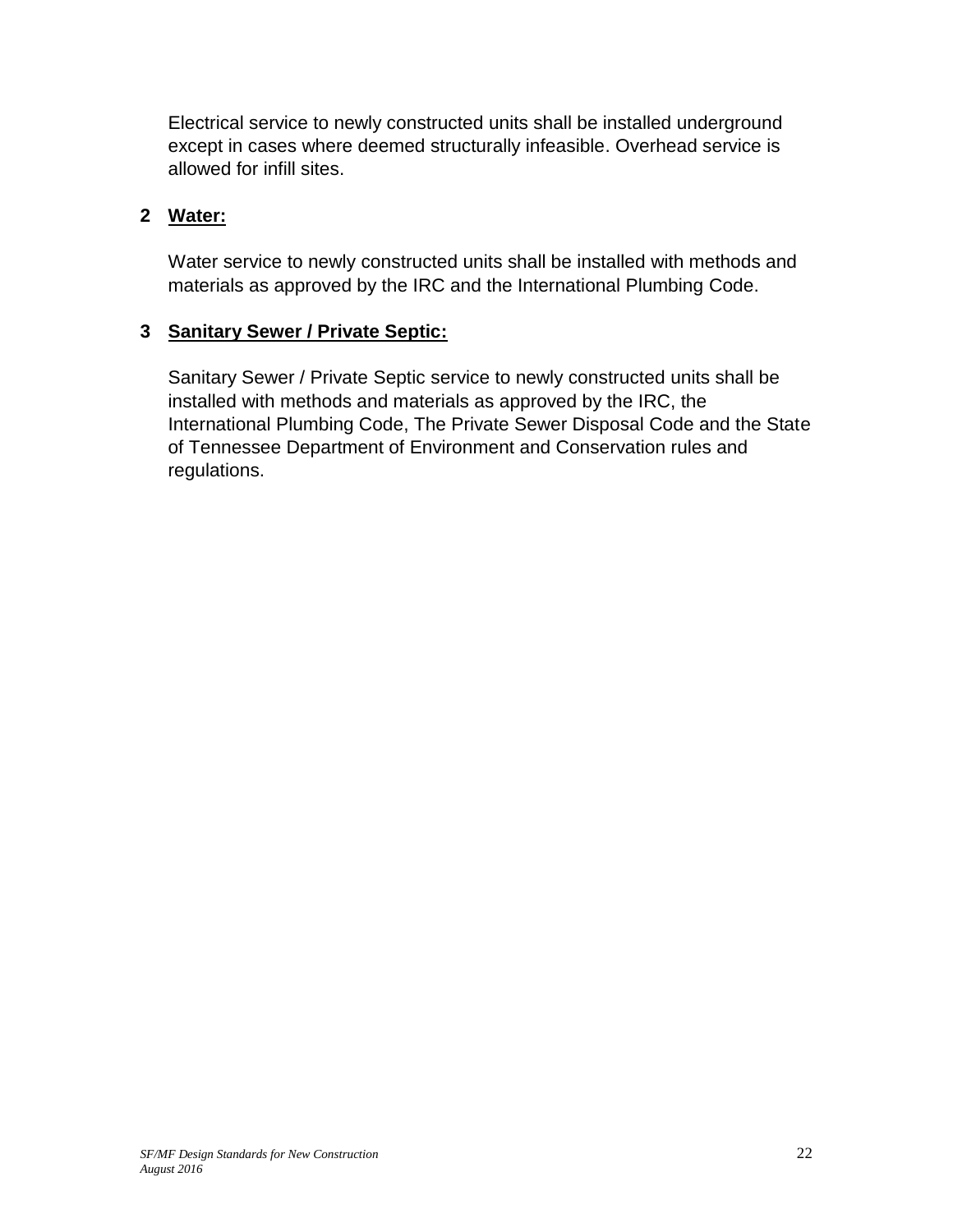Electrical service to newly constructed units shall be installed underground except in cases where deemed structurally infeasible. Overhead service is allowed for infill sites.

**2 Water:**

Water service to newly constructed units shall be installed with methods and materials as approved by the IRC and the International Plumbing Code.

**3 Sanitary Sewer / Private Septic:**

Sanitary Sewer / Private Septic service to newly constructed units shall be installed with methods and materials as approved by the IRC, the International Plumbing Code, The Private Sewer Disposal Code and the State of Tennessee Department of Environment and Conservation rules and regulations.